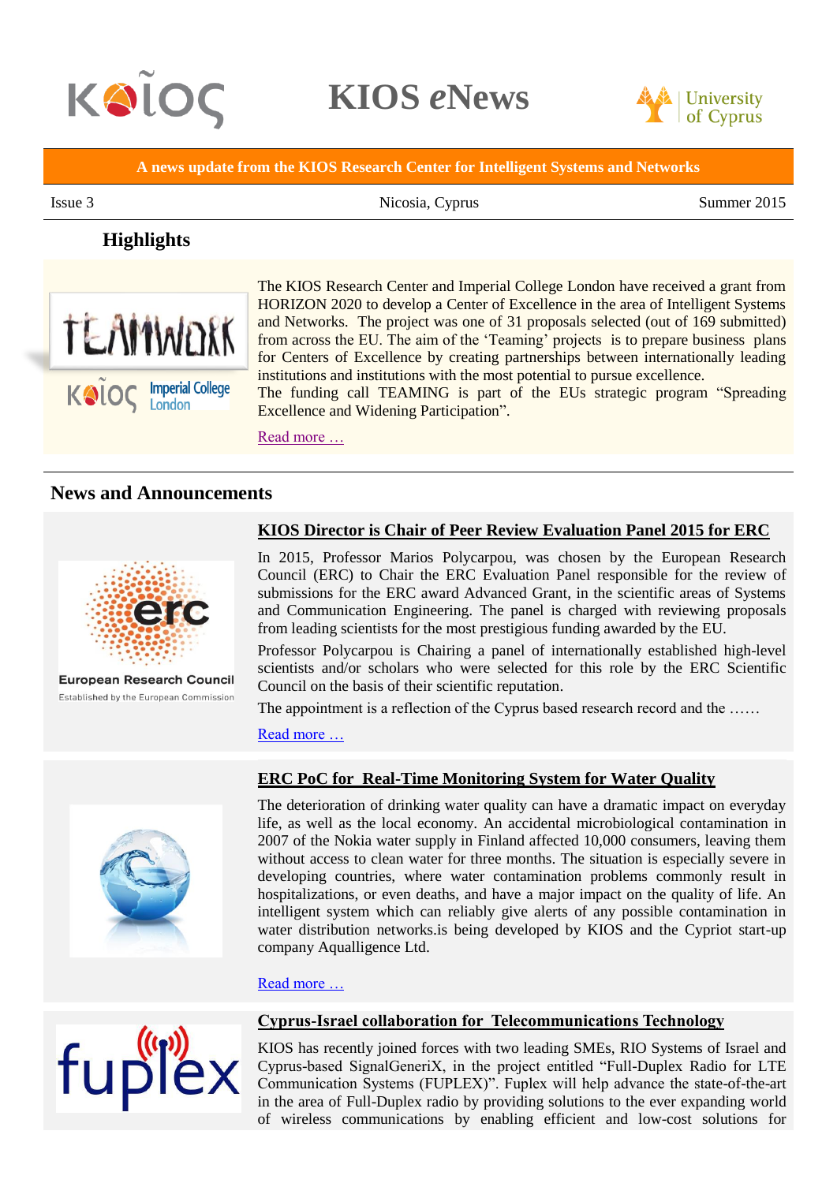# KIOS *e*News

**A news update from the KIOS Research Center for Intelligent Systems and Networks**

Issue 3 | Nicosia, Cyprus | Summer 2015

## Highlights

The KIOS Research Center and Imperial College London have received a grant from HORIZON 2020 to develop a Center of Excellence in the area of Intelligent Systems and Networks. The project was one of 31 proposals selected (out of 169 submitted) from across the EU. The aim of the 'Teaming' projects is to prepare business plans for Centers of Excellence by creating partnerships between internationally leading institutions and institutions with the most potential to pursue excellence.

The funding call TEAMING is part of the EUs strategic program "Spreading Excellence and Widening Participation".

Read more …

## News and Announcements

### KIOS Director is Chair of Peer Review Evaluation Panel 2015 for ERC

In 2015, Professor Marios Polycarpou, was chosen by the European Research Council (ERC) to Chair the ERC Evaluation Panel responsible for the review of submissions for the ERC award Advanced Grant, in the scientific areas of Systems and Communication Engineering. The panel is charged with reviewing proposals from leading scientists for the most prestigious funding awarded by the EU.

Professor Polycarpou is Chairing a panel of internationally established high-level scientists and/or scholars who were selected for this role by the ERC Scientific Council on the basis of their scientific reputation.

The appointment is a reflection of the Cyprus based research record and the ……

Read more …

### ERC PoC for Real-Time Monitoring System for Water Quality

The deterioration of drinking water quality can have a dramatic impact on everyday life, as well as the local economy. An accidental microbiological contamination in 2007 of the Nokia water supply in Finland affected 10,000 consumers, leaving them without access to clean water for three months. The situation is especially severe in developing countries, where water contamination problems commonly result in hospitalizations, or even deaths, and have a major impact on the quality of life. An intelligent system which can reliably give alerts of any possible contamination in water distribution networks.is being developed by KIOS and the Cypriot start-up company Aqualligence Ltd.

Read more …

### Cyprus-Israel collaboration for Telecommunications Technology

KIOS has recently joined forces with two leading SMEs, RIO Systems of Israel and Cyprus-based SignalGeneriX, in the project entitled "Full-Duplex Radio for LTE Communication Systems (FUPLEX)". Fuplex will help advance the state-of-the-art in the area of Full-Duplex radio by providing solutions to the ever expanding world of wireless communications by enabling efficient and low-cost solutions for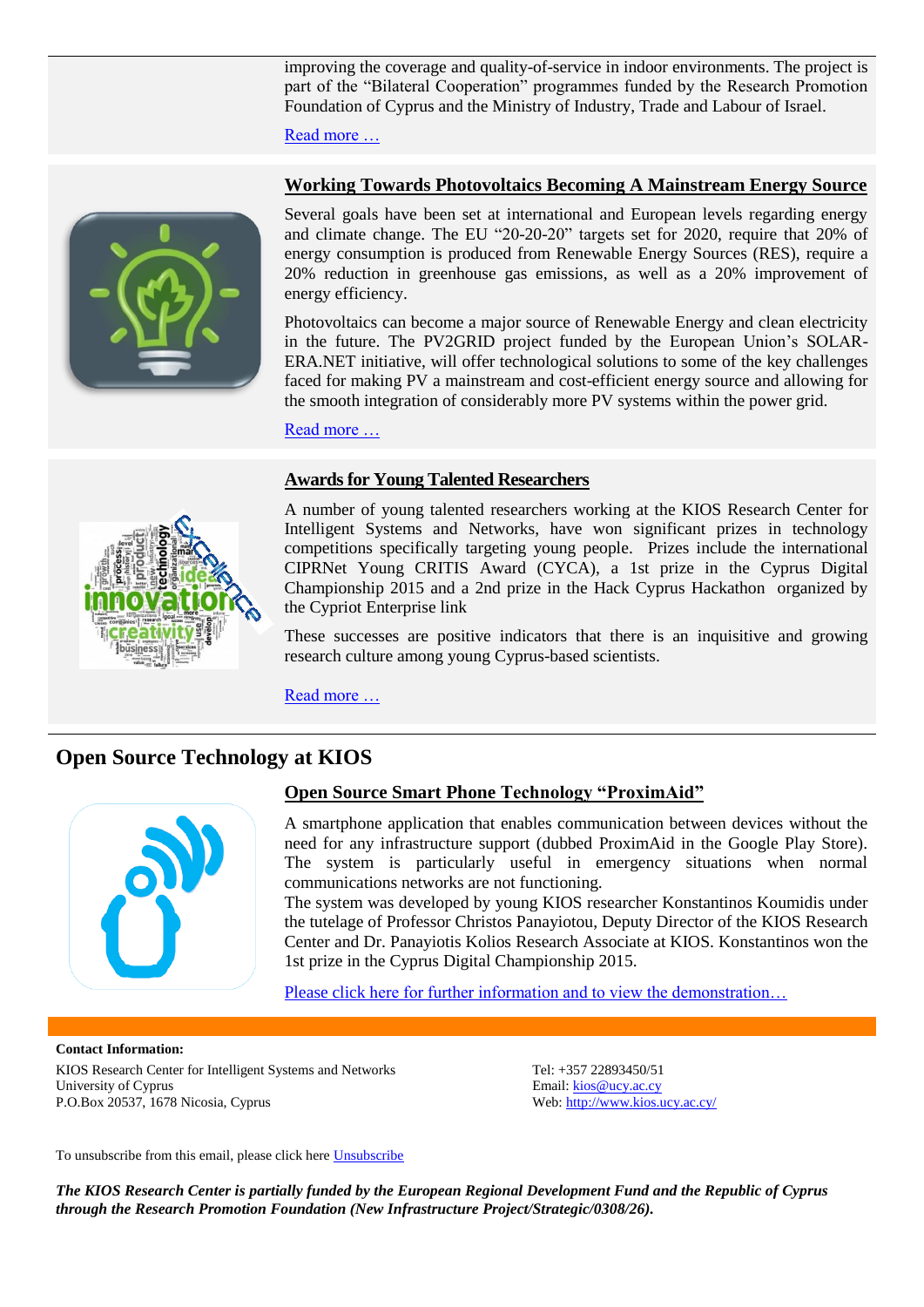improving the coverage and quality-of-service in indoor environments. The project is part of the "Bilateral Cooperation" programmes funded by the Research Promotion Foundation of Cyprus and the Ministry of Industry, Trade and Labour of Israel.

Read more …

### Working Towards Photovoltaics Becoming A Mainstream Energy Source

Several goals have been set at international and European levels regarding energy and climate change. The EU "20-20-20" targets set for 2020, require that 20% of energy consumption is produced from Renewable Energy Sources (RES), require a 20% reduction in greenhouse gas emissions, as well as a 20% improvement of energy efficiency.

Photovoltaics can become a major source of Renewable Energy and clean electricity in the future. The PV2GRID project funded by the European Union's SOLAR-ERA.NET initiative, will offer technological solutions to some of the key challenges faced for making PV a mainstream and cost-efficient energy source and allowing for the smooth integration of considerably more PV systems within the power grid.

Read more …

### Awards for Young Talented Researchers

A number of young talented researchers working at the KIOS Research Center for Intelligent Systems and Networks, have won significant prizes in technology competitions specifically targeting young people. Prizes include the international CIPRNet Young CRITIS Award (CYCA), a 1st prize in the Cyprus Digital Championship 2015 and a 2nd prize in the Hack Cyprus Hackathon organized by the Cypriot Enterprise link

These successes are positive indicators that there is an inquisitive and growing research culture among young Cyprus-based scientists.

Read more …

## Open Source Technology at KIOS

### Open Source Smart Phone Technology "ProximAid"

A smartphone application that enables communication between devices without the need for any infrastructure support (dubbed ProximAid in the Google Play Store). The system is particularly useful in emergency situations when normal communications networks are not functioning.

The system was developed by young KIOS researcher Konstantinos Koumidis under the tutelage of Professor Christos Panayiotou, Deputy Director of the KIOS Research Center and Dr. Panayiotis Kolios Research Associate at KIOS. Konstantinos won the 1st prize in the Cyprus Digital Championship 2015.

Please click here for further information and to view the demonstration…

**Contact Information:**

KIOS Research Center for Intelligent Systems and Networks
University of Cyprus
P.O.Box 20537, 1678 Nicosia, Cyprus

Tel: +357 22893450/51
Email: kios@ucy.ac.cy
Web: http://www.kios.ucy.ac.cy/

To unsubscribe from this email, please click here Unsubscribe

***The KIOS Research Center is partially funded by the European Regional Development Fund and the Republic of Cyprus through the Research Promotion Foundation (New Infrastructure Project/Strategic/0308/26).***